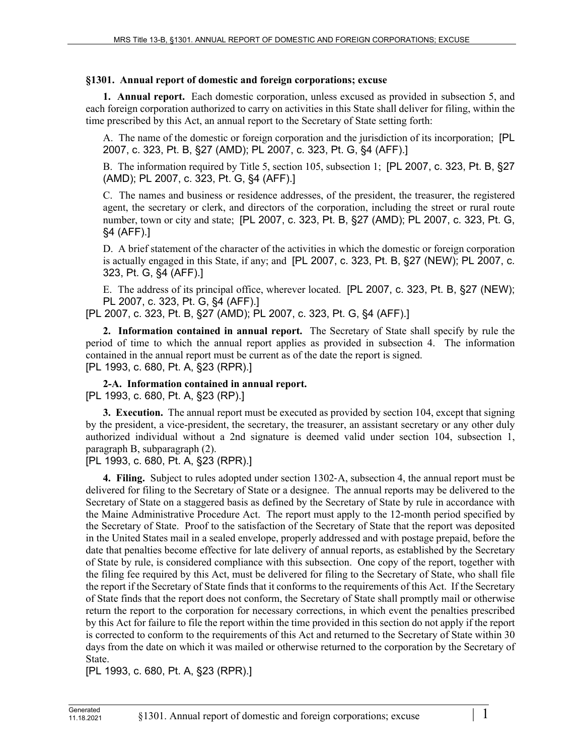**§1301. Annual report of domestic and foreign corporations; excuse**

**1. Annual report.** Each domestic corporation, unless excused as provided in subsection 5, and each foreign corporation authorized to carry on activities in this State shall deliver for filing, within the time prescribed by this Act, an annual report to the Secretary of State setting forth:

A. The name of the domestic or foreign corporation and the jurisdiction of its incorporation; [PL 2007, c. 323, Pt. B, §27 (AMD); PL 2007, c. 323, Pt. G, §4 (AFF).]

B. The information required by Title 5, section 105, subsection 1; [PL 2007, c. 323, Pt. B, §27 (AMD); PL 2007, c. 323, Pt. G, §4 (AFF).]

C. The names and business or residence addresses, of the president, the treasurer, the registered agent, the secretary or clerk, and directors of the corporation, including the street or rural route number, town or city and state; [PL 2007, c. 323, Pt. B, §27 (AMD); PL 2007, c. 323, Pt. G, §4 (AFF).]

D. A brief statement of the character of the activities in which the domestic or foreign corporation is actually engaged in this State, if any; and [PL 2007, c. 323, Pt. B, §27 (NEW); PL 2007, c. 323, Pt. G, §4 (AFF).]

E. The address of its principal office, wherever located. [PL 2007, c. 323, Pt. B, §27 (NEW); PL 2007, c. 323, Pt. G, §4 (AFF).]

[PL 2007, c. 323, Pt. B, §27 (AMD); PL 2007, c. 323, Pt. G, §4 (AFF).]

**2. Information contained in annual report.** The Secretary of State shall specify by rule the period of time to which the annual report applies as provided in subsection 4. The information contained in the annual report must be current as of the date the report is signed.
[PL 1993, c. 680, Pt. A, §23 (RPR).]

**2-A. Information contained in annual report.**
[PL 1993, c. 680, Pt. A, §23 (RP).]

**3. Execution.** The annual report must be executed as provided by section 104, except that signing by the president, a vice-president, the secretary, the treasurer, an assistant secretary or any other duly authorized individual without a 2nd signature is deemed valid under section 104, subsection 1, paragraph B, subparagraph (2).
[PL 1993, c. 680, Pt. A, §23 (RPR).]

**4. Filing.** Subject to rules adopted under section 1302-A, subsection 4, the annual report must be delivered for filing to the Secretary of State or a designee. The annual reports may be delivered to the Secretary of State on a staggered basis as defined by the Secretary of State by rule in accordance with the Maine Administrative Procedure Act. The report must apply to the 12-month period specified by the Secretary of State. Proof to the satisfaction of the Secretary of State that the report was deposited in the United States mail in a sealed envelope, properly addressed and with postage prepaid, before the date that penalties become effective for late delivery of annual reports, as established by the Secretary of State by rule, is considered compliance with this subsection. One copy of the report, together with the filing fee required by this Act, must be delivered for filing to the Secretary of State, who shall file the report if the Secretary of State finds that it conforms to the requirements of this Act. If the Secretary of State finds that the report does not conform, the Secretary of State shall promptly mail or otherwise return the report to the corporation for necessary corrections, in which event the penalties prescribed by this Act for failure to file the report within the time provided in this section do not apply if the report is corrected to conform to the requirements of this Act and returned to the Secretary of State within 30 days from the date on which it was mailed or otherwise returned to the corporation by the Secretary of State.
[PL 1993, c. 680, Pt. A, §23 (RPR).]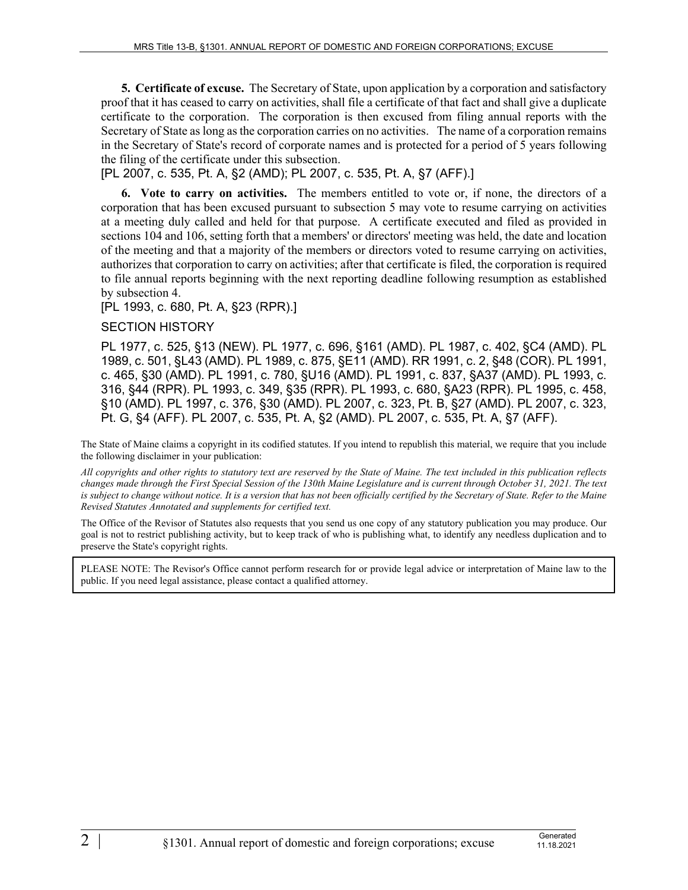**5. Certificate of excuse.** The Secretary of State, upon application by a corporation and satisfactory proof that it has ceased to carry on activities, shall file a certificate of that fact and shall give a duplicate certificate to the corporation. The corporation is then excused from filing annual reports with the Secretary of State as long as the corporation carries on no activities. The name of a corporation remains in the Secretary of State's record of corporate names and is protected for a period of 5 years following the filing of the certificate under this subsection.

[PL 2007, c. 535, Pt. A, §2 (AMD); PL 2007, c. 535, Pt. A, §7 (AFF).]

**6. Vote to carry on activities.** The members entitled to vote or, if none, the directors of a corporation that has been excused pursuant to subsection 5 may vote to resume carrying on activities at a meeting duly called and held for that purpose. A certificate executed and filed as provided in sections 104 and 106, setting forth that a members' or directors' meeting was held, the date and location of the meeting and that a majority of the members or directors voted to resume carrying on activities, authorizes that corporation to carry on activities; after that certificate is filed, the corporation is required to file annual reports beginning with the next reporting deadline following resumption as established by subsection 4.

[PL 1993, c. 680, Pt. A, §23 (RPR).]

SECTION HISTORY

PL 1977, c. 525, §13 (NEW). PL 1977, c. 696, §161 (AMD). PL 1987, c. 402, §C4 (AMD). PL 1989, c. 501, §L43 (AMD). PL 1989, c. 875, §E11 (AMD). RR 1991, c. 2, §48 (COR). PL 1991, c. 465, §30 (AMD). PL 1991, c. 780, §U16 (AMD). PL 1991, c. 837, §A37 (AMD). PL 1993, c. 316, §44 (RPR). PL 1993, c. 349, §35 (RPR). PL 1993, c. 680, §A23 (RPR). PL 1995, c. 458, §10 (AMD). PL 1997, c. 376, §30 (AMD). PL 2007, c. 323, Pt. B, §27 (AMD). PL 2007, c. 323, Pt. G, §4 (AFF). PL 2007, c. 535, Pt. A, §2 (AMD). PL 2007, c. 535, Pt. A, §7 (AFF).

The State of Maine claims a copyright in its codified statutes. If you intend to republish this material, we require that you include the following disclaimer in your publication:

*All copyrights and other rights to statutory text are reserved by the State of Maine. The text included in this publication reflects changes made through the First Special Session of the 130th Maine Legislature and is current through October 31, 2021. The text is subject to change without notice. It is a version that has not been officially certified by the Secretary of State. Refer to the Maine Revised Statutes Annotated and supplements for certified text.*

The Office of the Revisor of Statutes also requests that you send us one copy of any statutory publication you may produce. Our goal is not to restrict publishing activity, but to keep track of who is publishing what, to identify any needless duplication and to preserve the State's copyright rights.

PLEASE NOTE: The Revisor's Office cannot perform research for or provide legal advice or interpretation of Maine law to the public. If you need legal assistance, please contact a qualified attorney.